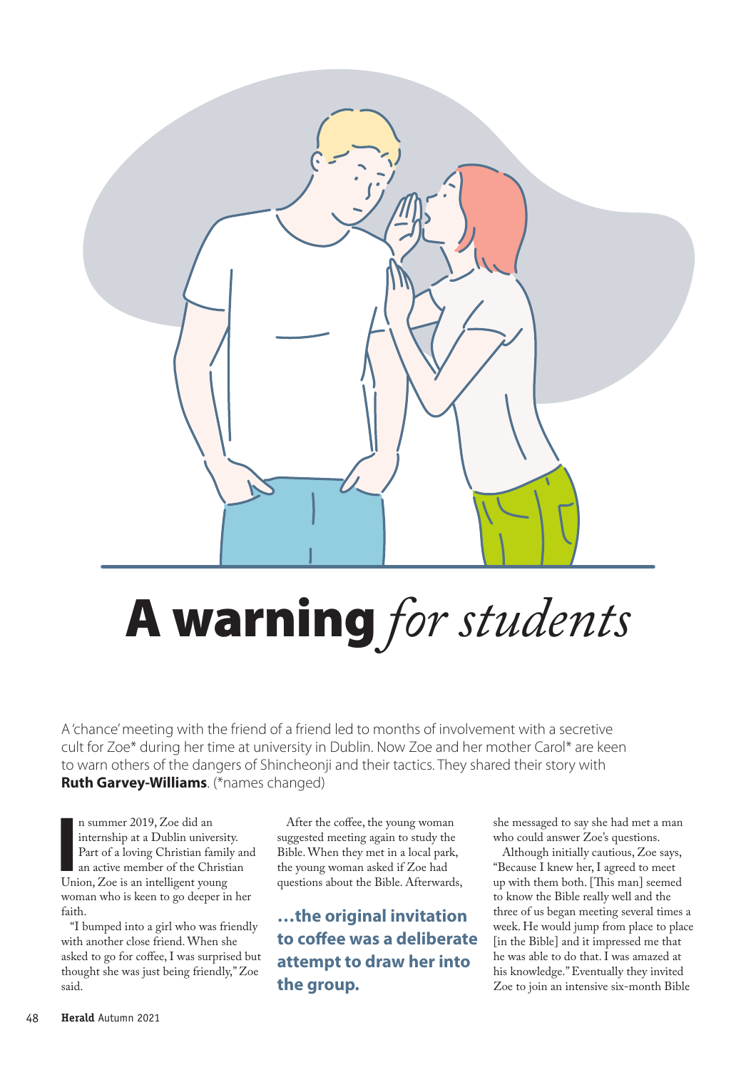# A warning *for students*

A 'chance' meeting with the friend of a friend led to months of involvement with a secretive cult for Zoe* during her time at university in Dublin. Now Zoe and her mother Carol* are keen to warn others of the dangers of Shincheonji and their tactics. They shared their story with **Ruth Garvey-Williams**. (*names changed)

In summer 2019, Zoe did an internship at a Dublin university. Part of a loving Christian family and an active member of the Christian Union, Zoe is an intelligent young woman who is keen to go deeper in her faith.

"I bumped into a girl who was friendly with another close friend. When she asked to go for coffee, I was surprised but thought she was just being friendly," Zoe said.

After the coffee, the young woman suggested meeting again to study the Bible. When they met in a local park, the young woman asked if Zoe had questions about the Bible. Afterwards, she messaged to say she had met a man who could answer Zoe's questions.

**…the original invitation to coffee was a deliberate attempt to draw her into the group.**

Although initially cautious, Zoe says, "Because I knew her, I agreed to meet up with them both. [This man] seemed to know the Bible really well and the three of us began meeting several times a week. He would jump from place to place [in the Bible] and it impressed me that he was able to do that. I was amazed at his knowledge." Eventually they invited Zoe to join an intensive six-month Bible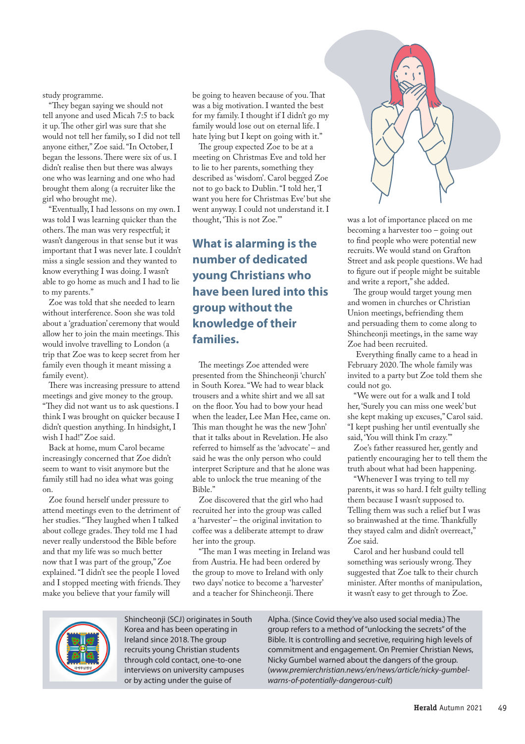study programme.

"They began saying we should not tell anyone and used Micah 7:5 to back it up. The other girl was sure that she would not tell her family, so I did not tell anyone either," Zoe said. "In October, I began the lessons. There were six of us. I didn't realise then but there was always one who was learning and one who had brought them along (a recruiter like the girl who brought me).

"Eventually, I had lessons on my own. I was told I was learning quicker than the others. The man was very respectful; it wasn't dangerous in that sense but it was important that I was never late. I couldn't miss a single session and they wanted to know everything I was doing. I wasn't able to go home as much and I had to lie to my parents."

Zoe was told that she needed to learn without interference. Soon she was told about a 'graduation' ceremony that would allow her to join the main meetings. This would involve travelling to London (a trip that Zoe was to keep secret from her family even though it meant missing a family event).

There was increasing pressure to attend meetings and give money to the group. "They did not want us to ask questions. I think I was brought on quicker because I didn't question anything. In hindsight, I wish I had!" Zoe said.

Back at home, mum Carol became increasingly concerned that Zoe didn't seem to want to visit anymore but the family still had no idea what was going on.

Zoe found herself under pressure to attend meetings even to the detriment of her studies. "They laughed when I talked about college grades. They told me I had never really understood the Bible before and that my life was so much better now that I was part of the group," Zoe explained. "I didn't see the people I loved and I stopped meeting with friends. They make you believe that your family will be going to heaven because of you. That was a big motivation. I wanted the best for my family. I thought if I didn't go my family would lose out on eternal life. I hate lying but I kept on going with it."

The group expected Zoe to be at a meeting on Christmas Eve and told her to lie to her parents, something they described as 'wisdom'. Carol begged Zoe not to go back to Dublin. "I told her, 'I want you here for Christmas Eve' but she went anyway. I could not understand it. I thought, 'This is not Zoe.'"

## What is alarming is the number of dedicated young Christians who have been lured into this group without the knowledge of their families.

The meetings Zoe attended were presented from the Shincheonji 'church' in South Korea. "We had to wear black trousers and a white shirt and we all sat on the floor. You had to bow your head when the leader, Lee Man Hee, came on. This man thought he was the new 'John' that it talks about in Revelation. He also referred to himself as the 'advocate' – and said he was the only person who could interpret Scripture and that he alone was able to unlock the true meaning of the Bible."

Zoe discovered that the girl who had recruited her into the group was called a 'harvester' – the original invitation to coffee was a deliberate attempt to draw her into the group.

"The man I was meeting in Ireland was from Austria. He had been ordered by the group to move to Ireland with only two days' notice to become a 'harvester' and a teacher for Shincheonji. There was a lot of importance placed on me becoming a harvester too – going out to find people who were potential new recruits. We would stand on Grafton Street and ask people questions. We had to figure out if people might be suitable and write a report," she added.

The group would target young men and women in churches or Christian Union meetings, befriending them and persuading them to come along to Shincheonji meetings, in the same way Zoe had been recruited.

Everything finally came to a head in February 2020. The whole family was invited to a party but Zoe told them she could not go.

"We were out for a walk and I told her, 'Surely you can miss one week' but she kept making up excuses," Carol said. "I kept pushing her until eventually she said, 'You will think I'm crazy.'"

Zoe's father reassured her, gently and patiently encouraging her to tell them the truth about what had been happening.

"Whenever I was trying to tell my parents, it was so hard. I felt guilty telling them because I wasn't supposed to. Telling them was such a relief but I was so brainwashed at the time. Thankfully they stayed calm and didn't overreact," Zoe said.

Carol and her husband could tell something was seriously wrong. They suggested that Zoe talk to their church minister. After months of manipulation, it wasn't easy to get through to Zoe.

---

Shincheonji (SCJ) originates in South Korea and has been operating in Ireland since 2018. The group recruits young Christian students through cold contact, one-to-one interviews on university campuses or by acting under the guise of Alpha. (Since Covid they've also used social media.) The group refers to a method of "unlocking the secrets" of the Bible. It is controlling and secretive, requiring high levels of commitment and engagement. On Premier Christian News, Nicky Gumbel warned about the dangers of the group. (*www.premierchristian.news/en/news/article/nicky-gumbel-warns-of-potentially-dangerous-cult*)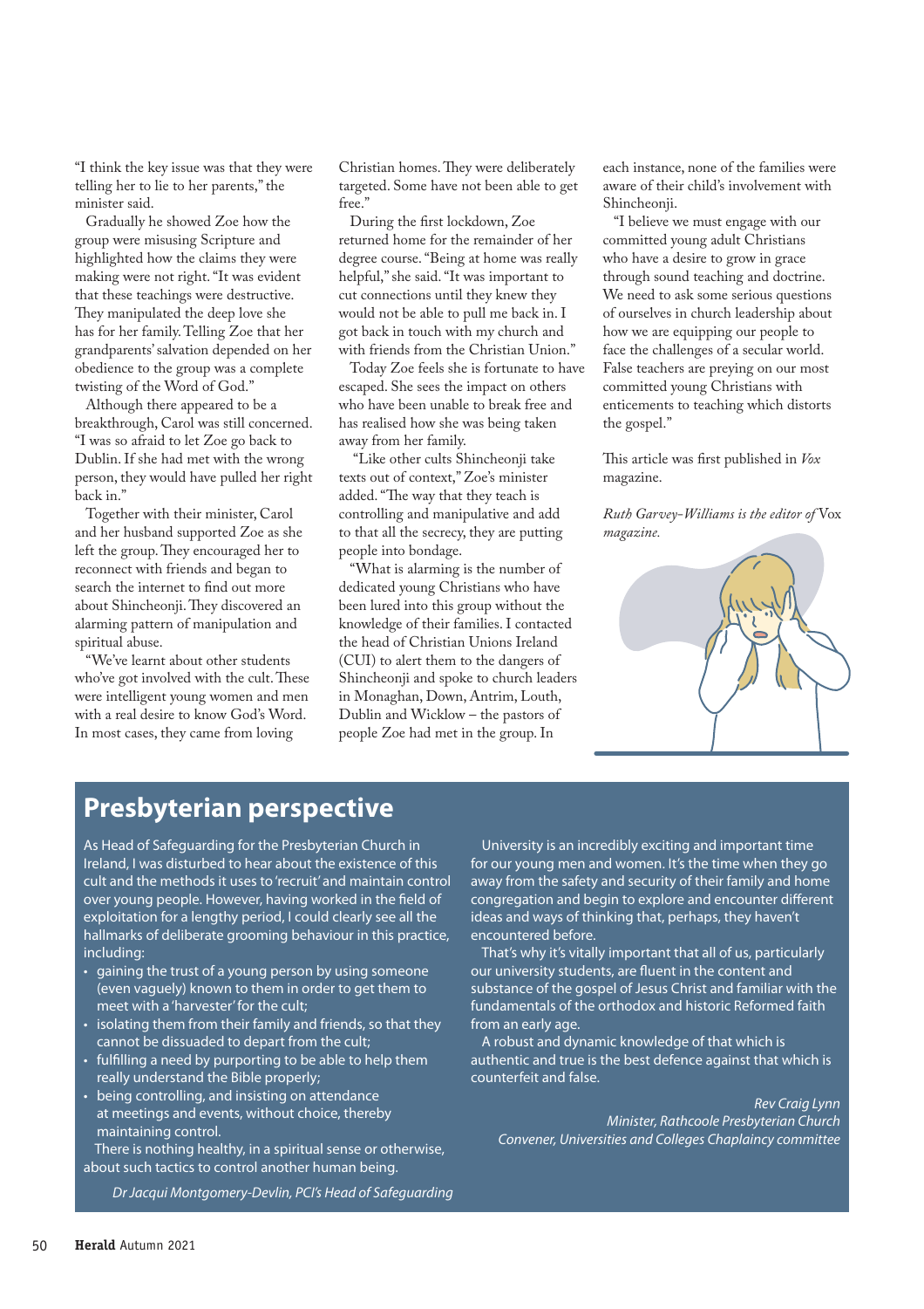"I think the key issue was that they were telling her to lie to her parents," the minister said.

Gradually he showed Zoe how the group were misusing Scripture and highlighted how the claims they were making were not right. "It was evident that these teachings were destructive. They manipulated the deep love she has for her family. Telling Zoe that her grandparents' salvation depended on her obedience to the group was a complete twisting of the Word of God."

Although there appeared to be a breakthrough, Carol was still concerned. "I was so afraid to let Zoe go back to Dublin. If she had met with the wrong person, they would have pulled her right back in."

Together with their minister, Carol and her husband supported Zoe as she left the group. They encouraged her to reconnect with friends and began to search the internet to find out more about Shincheonji. They discovered an alarming pattern of manipulation and spiritual abuse.

"We've learnt about other students who've got involved with the cult. These were intelligent young women and men with a real desire to know God's Word. In most cases, they came from loving Christian homes. They were deliberately targeted. Some have not been able to get free."

During the first lockdown, Zoe returned home for the remainder of her degree course. "Being at home was really helpful," she said. "It was important to cut connections until they knew they would not be able to pull me back in. I got back in touch with my church and with friends from the Christian Union."

Today Zoe feels she is fortunate to have escaped. She sees the impact on others who have been unable to break free and has realised how she was being taken away from her family.

"Like other cults Shincheonji take texts out of context," Zoe's minister added. "The way that they teach is controlling and manipulative and add to that all the secrecy, they are putting people into bondage.

"What is alarming is the number of dedicated young Christians who have been lured into this group without the knowledge of their families. I contacted the head of Christian Unions Ireland (CUI) to alert them to the dangers of Shincheonji and spoke to church leaders in Monaghan, Down, Antrim, Louth, Dublin and Wicklow – the pastors of people Zoe had met in the group. In each instance, none of the families were aware of their child's involvement with Shincheonji.

"I believe we must engage with our committed young adult Christians who have a desire to grow in grace through sound teaching and doctrine. We need to ask some serious questions of ourselves in church leadership about how we are equipping our people to face the challenges of a secular world. False teachers are preying on our most committed young Christians with enticements to teaching which distorts the gospel."

This article was first published in *Vox* magazine.

*Ruth Garvey-Williams is the editor of* Vox *magazine.*

## Presbyterian perspective

As Head of Safeguarding for the Presbyterian Church in Ireland, I was disturbed to hear about the existence of this cult and the methods it uses to 'recruit' and maintain control over young people. However, having worked in the field of exploitation for a lengthy period, I could clearly see all the hallmarks of deliberate grooming behaviour in this practice, including:

- gaining the trust of a young person by using someone (even vaguely) known to them in order to get them to meet with a 'harvester' for the cult;
- isolating them from their family and friends, so that they cannot be dissuaded to depart from the cult;
- fulfilling a need by purporting to be able to help them really understand the Bible properly;
- being controlling, and insisting on attendance at meetings and events, without choice, thereby maintaining control.

There is nothing healthy, in a spiritual sense or otherwise, about such tactics to control another human being.

*Dr Jacqui Montgomery-Devlin, PCI's Head of Safeguarding*

University is an incredibly exciting and important time for our young men and women. It's the time when they go away from the safety and security of their family and home congregation and begin to explore and encounter different ideas and ways of thinking that, perhaps, they haven't encountered before.

That's why it's vitally important that all of us, particularly our university students, are fluent in the content and substance of the gospel of Jesus Christ and familiar with the fundamentals of the orthodox and historic Reformed faith from an early age.

A robust and dynamic knowledge of that which is authentic and true is the best defence against that which is counterfeit and false.

*Rev Craig Lynn*
*Minister, Rathcoole Presbyterian Church*
*Convener, Universities and Colleges Chaplaincy committee*